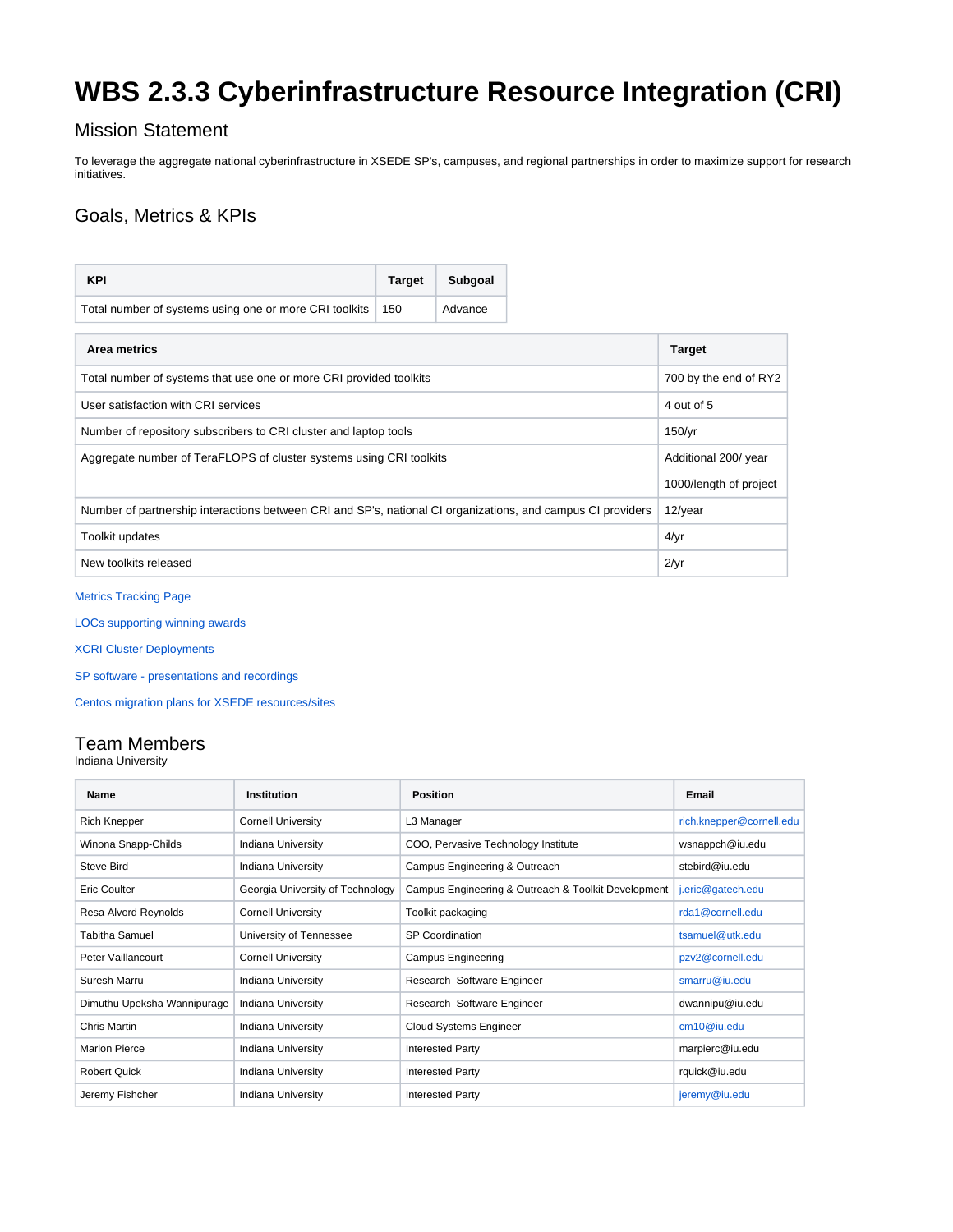# WBS 2.3.3 Cyberinfrastructure Resource Integration (CRI)

## Mission Statement

To leverage the aggregate national cyberinfrastructure in XSEDE SP's, campuses, and regional partnerships in order to maximize support for research initiatives.

## Goals, Metrics & KPIs

| KPI | Target | Subgoal |
|---|---|---|
| Total number of systems using one or more CRI toolkits | 150 | Advance |

| Area metrics | Target |
|---|---|
| Total number of systems that use one or more CRI provided toolkits | 700 by the end of RY2 |
| User satisfaction with CRI services | 4 out of 5 |
| Number of repository subscribers to CRI cluster and laptop tools | 150/yr |
| Aggregate number of TeraFLOPS of cluster systems using CRI toolkits | Additional 200/ year<br>1000/length of project |
| Number of partnership interactions between CRI and SP's, national CI organizations, and campus CI providers | 12/year |
| Toolkit updates | 4/yr |
| New toolkits released | 2/yr |

Metrics Tracking Page

LOCs supporting winning awards

XCRI Cluster Deployments

SP software - presentations and recordings

Centos migration plans for XSEDE resources/sites

## Team Members

Indiana University

| Name | Institution | Position | Email |
|---|---|---|---|
| Rich Knepper | Cornell University | L3 Manager | rich.knepper@cornell.edu |
| Winona Snapp-Childs | Indiana University | COO, Pervasive Technology Institute | wsnappch@iu.edu |
| Steve Bird | Indiana University | Campus Engineering & Outreach | stebird@iu.edu |
| Eric Coulter | Georgia University of Technology | Campus Engineering & Outreach & Toolkit Development | j.eric@gatech.edu |
| Resa Alvord Reynolds | Cornell University | Toolkit packaging | rda1@cornell.edu |
| Tabitha Samuel | University of Tennessee | SP Coordination | tsamuel@utk.edu |
| Peter Vaillancourt | Cornell University | Campus Engineering | pzv2@cornell.edu |
| Suresh Marru | Indiana University | Research Software Engineer | smarru@iu.edu |
| Dimuthu Upeksha Wannipurage | Indiana University | Research Software Engineer | dwannipu@iu.edu |
| Chris Martin | Indiana University | Cloud Systems Engineer | cm10@iu.edu |
| Marlon Pierce | Indiana University | Interested Party | marpierc@iu.edu |
| Robert Quick | Indiana University | Interested Party | rquick@iu.edu |
| Jeremy Fishcher | Indiana University | Interested Party | jeremy@iu.edu |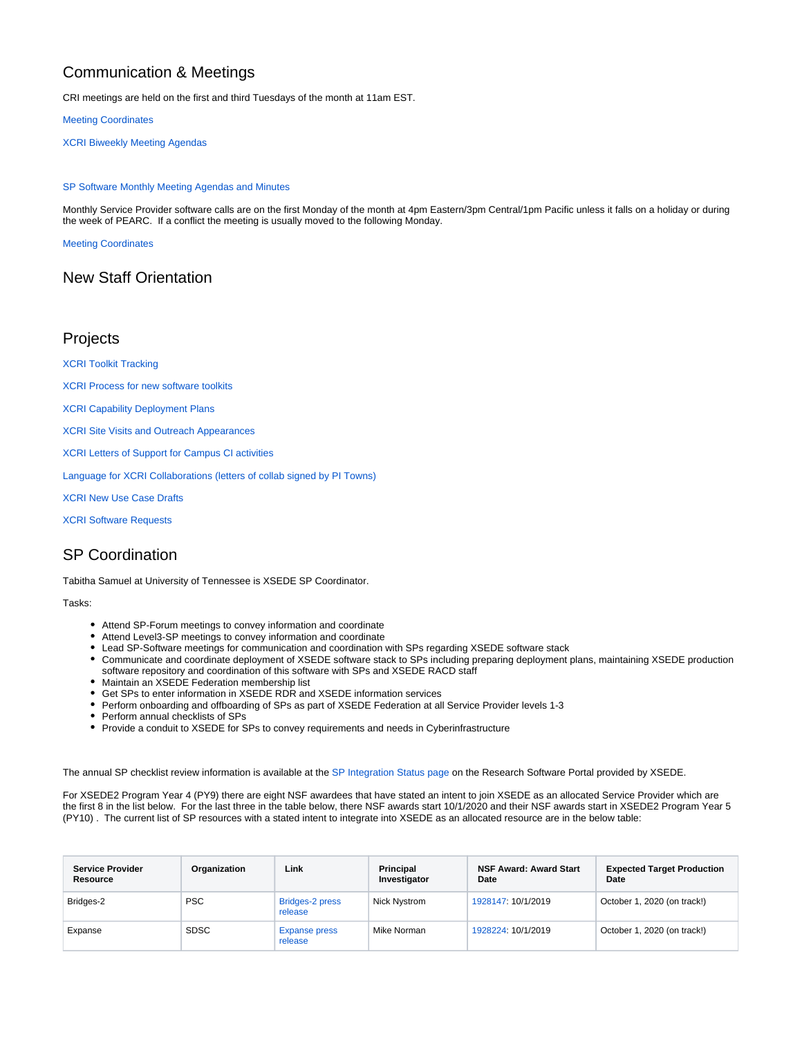## Communication & Meetings

CRI meetings are held on the first and third Tuesdays of the month at 11am EST.

Meeting Coordinates

XCRI Biweekly Meeting Agendas

SP Software Monthly Meeting Agendas and Minutes

Monthly Service Provider software calls are on the first Monday of the month at 4pm Eastern/3pm Central/1pm Pacific unless it falls on a holiday or during the week of PEARC. If a conflict the meeting is usually moved to the following Monday.

Meeting Coordinates

## New Staff Orientation

## Projects

XCRI Toolkit Tracking

XCRI Process for new software toolkits

XCRI Capability Deployment Plans

XCRI Site Visits and Outreach Appearances

XCRI Letters of Support for Campus CI activities

Language for XCRI Collaborations (letters of collab signed by PI Towns)

XCRI New Use Case Drafts

XCRI Software Requests

## SP Coordination

Tabitha Samuel at University of Tennessee is XSEDE SP Coordinator.

Tasks:

- Attend SP-Forum meetings to convey information and coordinate
- Attend Level3-SP meetings to convey information and coordinate
- Lead SP-Software meetings for communication and coordination with SPs regarding XSEDE software stack
- Communicate and coordinate deployment of XSEDE software stack to SPs including preparing deployment plans, maintaining XSEDE production software repository and coordination of this software with SPs and XSEDE RACD staff
- Maintain an XSEDE Federation membership list
- Get SPs to enter information in XSEDE RDR and XSEDE information services
- Perform onboarding and offboarding of SPs as part of XSEDE Federation at all Service Provider levels 1-3
- Perform annual checklists of SPs
- Provide a conduit to XSEDE for SPs to convey requirements and needs in Cyberinfrastructure

The annual SP checklist review information is available at the SP Integration Status page on the Research Software Portal provided by XSEDE.

For XSEDE2 Program Year 4 (PY9) there are eight NSF awardees that have stated an intent to join XSEDE as an allocated Service Provider which are the first 8 in the list below. For the last three in the table below, there NSF awards start 10/1/2020 and their NSF awards start in XSEDE2 Program Year 5 (PY10) . The current list of SP resources with a stated intent to integrate into XSEDE as an allocated resource are in the below table:

| Service Provider Resource | Organization | Link | Principal Investigator | NSF Award: Award Start Date | Expected Target Production Date |
|---|---|---|---|---|---|
| Bridges-2 | PSC | Bridges-2 press release | Nick Nystrom | 1928147: 10/1/2019 | October 1, 2020 (on track!) |
| Expanse | SDSC | Expanse press release | Mike Norman | 1928224: 10/1/2019 | October 1, 2020 (on track!) |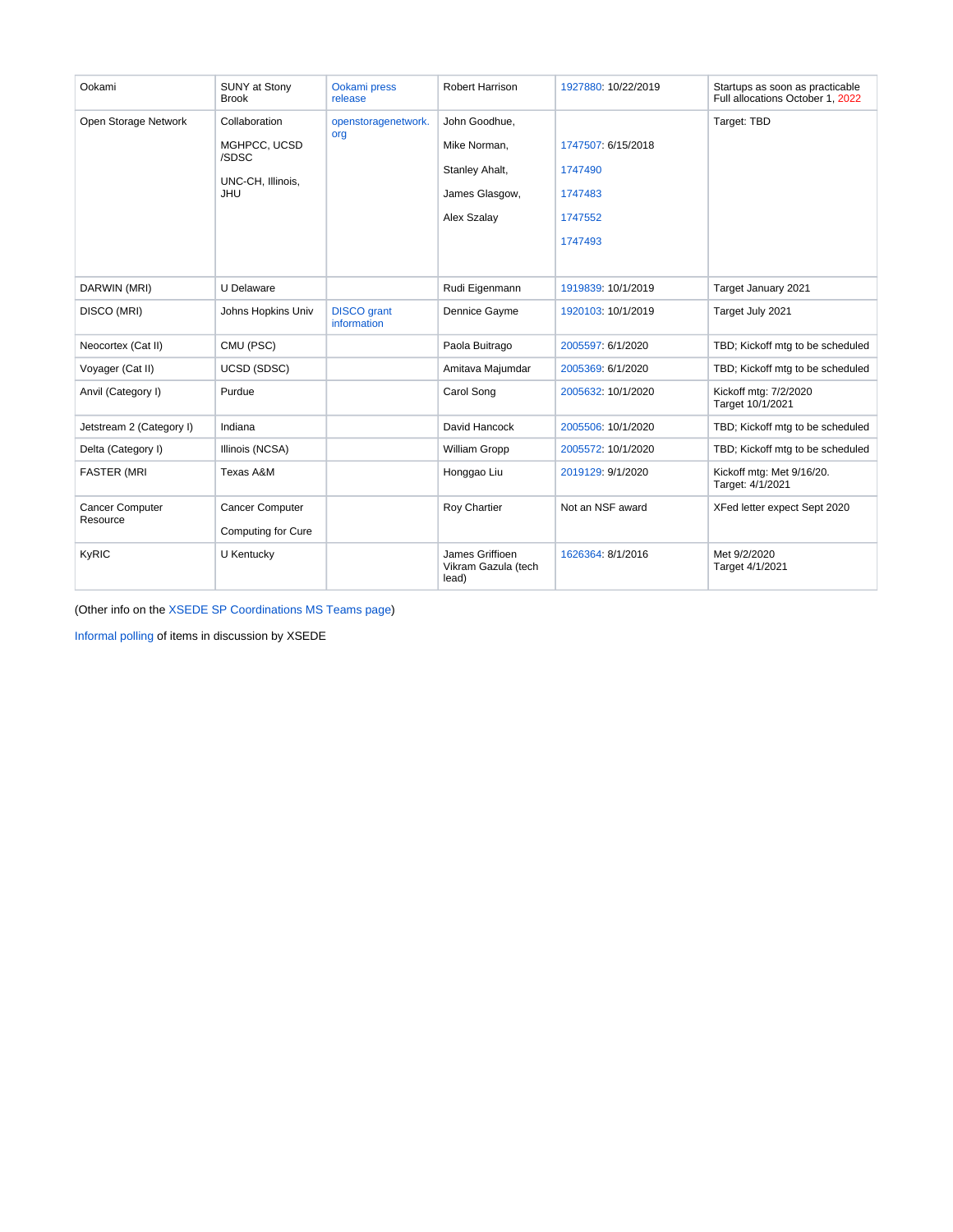| | | | | | |
|---|---|---|---|---|---|
| Ookami | SUNY at Stony Brook | Ookami press release | Robert Harrison | 1927880: 10/22/2019 | Startups as soon as practicable Full allocations October 1, 2022 |
| Open Storage Network | Collaboration<br><br>MGHPCC, UCSD /SDSC<br><br>UNC-CH, Illinois, JHU | openstoragenetwork.org | John Goodhue,<br><br>Mike Norman,<br><br>Stanley Ahalt,<br><br>James Glasgow,<br><br>Alex Szalay | 1747507: 6/15/2018<br><br>1747490<br><br>1747483<br><br>1747552<br><br>1747493 | Target: TBD |
| DARWIN (MRI) | U Delaware | | Rudi Eigenmann | 1919839: 10/1/2019 | Target January 2021 |
| DISCO (MRI) | Johns Hopkins Univ | DISCO grant information | Dennice Gayme | 1920103: 10/1/2019 | Target July 2021 |
| Neocortex (Cat II) | CMU (PSC) | | Paola Buitrago | 2005597: 6/1/2020 | TBD; Kickoff mtg to be scheduled |
| Voyager (Cat II) | UCSD (SDSC) | | Amitava Majumdar | 2005369: 6/1/2020 | TBD; Kickoff mtg to be scheduled |
| Anvil (Category I) | Purdue | | Carol Song | 2005632: 10/1/2020 | Kickoff mtg: 7/2/2020 Target 10/1/2021 |
| Jetstream 2 (Category I) | Indiana | | David Hancock | 2005506: 10/1/2020 | TBD; Kickoff mtg to be scheduled |
| Delta (Category I) | Illinois (NCSA) | | William Gropp | 2005572: 10/1/2020 | TBD; Kickoff mtg to be scheduled |
| FASTER (MRI | Texas A&M | | Honggao Liu | 2019129: 9/1/2020 | Kickoff mtg: Met 9/16/20. Target: 4/1/2021 |
| Cancer Computer Resource | Cancer Computer<br><br>Computing for Cure | | Roy Chartier | Not an NSF award | XFed letter expect Sept 2020 |
| KyRIC | U Kentucky | | James Griffioen Vikram Gazula (tech lead) | 1626364: 8/1/2016 | Met 9/2/2020 Target 4/1/2021 |

(Other info on the XSEDE SP Coordinations MS Teams page)

Informal polling of items in discussion by XSEDE